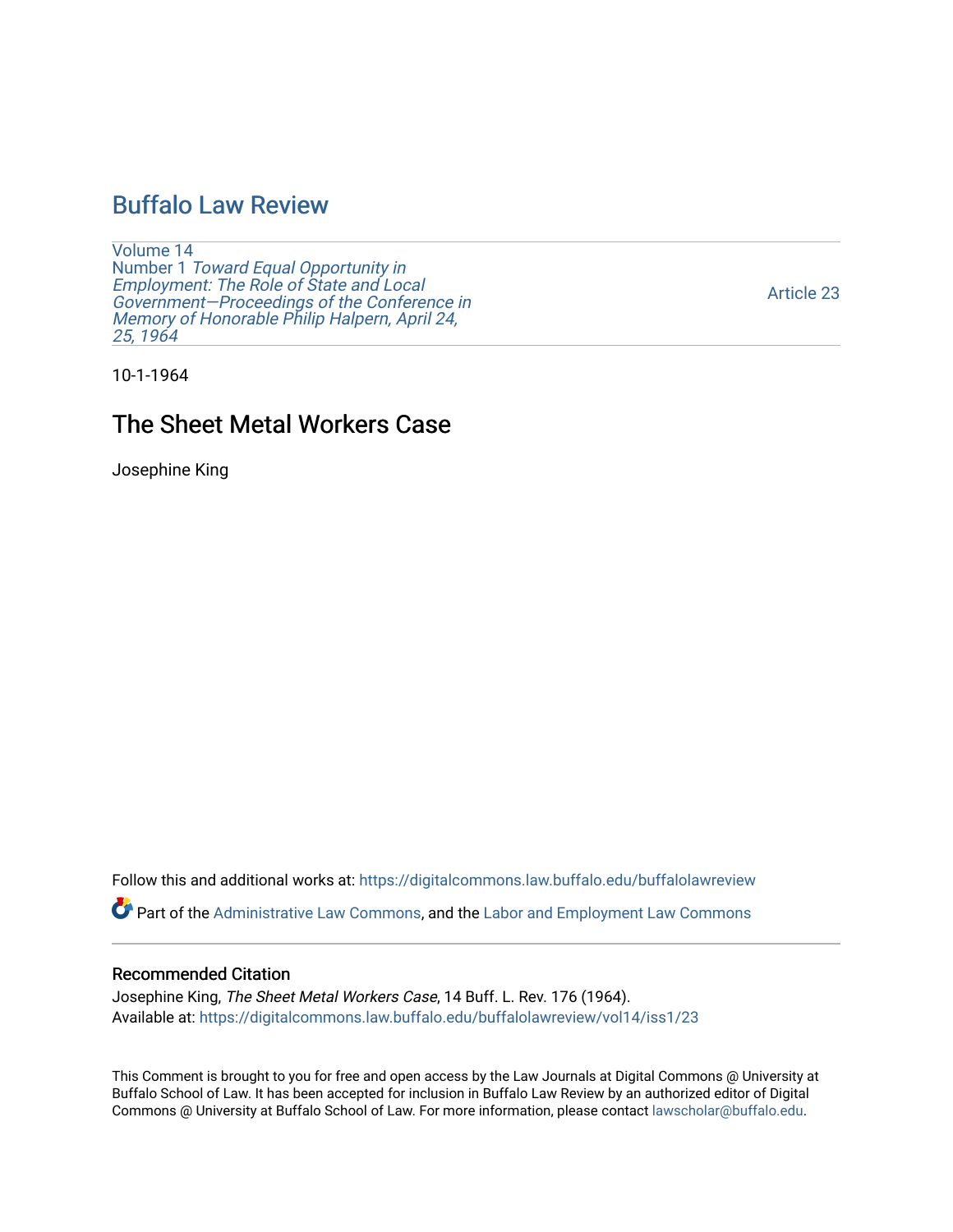# Buffalo Law Review

Volume 14
Number 1 *Toward Equal Opportunity in Employment: The Role of State and Local Government—Proceedings of the Conference in Memory of Honorable Philip Halpern, April 24, 25, 1964*

Article 23

10-1-1964

## The Sheet Metal Workers Case

Josephine King

Follow this and additional works at: https://digitalcommons.law.buffalo.edu/buffalolawreview

Part of the Administrative Law Commons, and the Labor and Employment Law Commons

### Recommended Citation

Josephine King, *The Sheet Metal Workers Case*, 14 Buff. L. Rev. 176 (1964).
Available at: https://digitalcommons.law.buffalo.edu/buffalolawreview/vol14/iss1/23

This Comment is brought to you for free and open access by the Law Journals at Digital Commons @ University at Buffalo School of Law. It has been accepted for inclusion in Buffalo Law Review by an authorized editor of Digital Commons @ University at Buffalo School of Law. For more information, please contact lawscholar@buffalo.edu.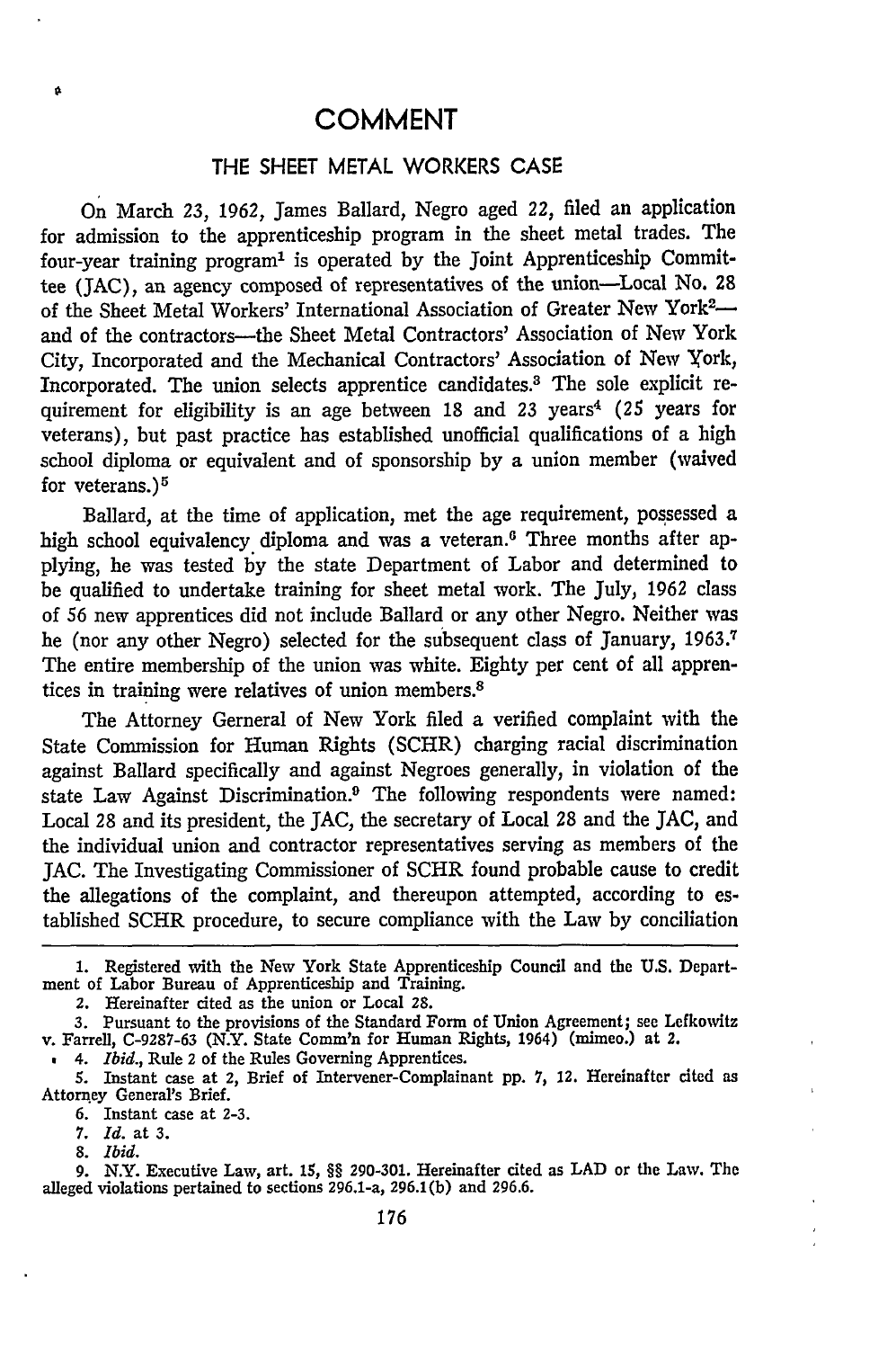# COMMENT

## THE SHEET METAL WORKERS CASE

On March 23, 1962, James Ballard, Negro aged 22, filed an application for admission to the apprenticeship program in the sheet metal trades. The four-year training program[1] is operated by the Joint Apprenticeship Committee (JAC), an agency composed of representatives of the union—Local No. 28 of the Sheet Metal Workers' International Association of Greater New York[2]—and of the contractors—the Sheet Metal Contractors' Association of New York City, Incorporated and the Mechanical Contractors' Association of New York, Incorporated. The union selects apprentice candidates.[3] The sole explicit requirement for eligibility is an age between 18 and 23 years[4] (25 years for veterans), but past practice has established unofficial qualifications of a high school diploma or equivalent and of sponsorship by a union member (waived for veterans.)[5]

Ballard, at the time of application, met the age requirement, possessed a high school equivalency diploma and was a veteran.[6] Three months after applying, he was tested by the state Department of Labor and determined to be qualified to undertake training for sheet metal work. The July, 1962 class of 56 new apprentices did not include Ballard or any other Negro. Neither was he (nor any other Negro) selected for the subsequent class of January, 1963.[7] The entire membership of the union was white. Eighty per cent of all apprentices in training were relatives of union members.[8]

The Attorney Gerneral of New York filed a verified complaint with the State Commission for Human Rights (SCHR) charging racial discrimination against Ballard specifically and against Negroes generally, in violation of the state Law Against Discrimination.[9] The following respondents were named: Local 28 and its president, the JAC, the secretary of Local 28 and the JAC, and the individual union and contractor representatives serving as members of the JAC. The Investigating Commissioner of SCHR found probable cause to credit the allegations of the complaint, and thereupon attempted, according to established SCHR procedure, to secure compliance with the Law by conciliation

---

1. Registered with the New York State Apprenticeship Council and the U.S. Department of Labor Bureau of Apprenticeship and Training.

2. Hereinafter cited as the union or Local 28.

3. Pursuant to the provisions of the Standard Form of Union Agreement; see Lefkowitz v. Farrell, C-9287-63 (N.Y. State Comm'n for Human Rights, 1964) (mimeo.) at 2.

4. *Ibid.*, Rule 2 of the Rules Governing Apprentices.

5. Instant case at 2, Brief of Intervener-Complainant pp. 7, 12. Hereinafter cited as Attorney General's Brief.

6. Instant case at 2-3.

7. *Id.* at 3.

8. *Ibid.*

9. N.Y. Executive Law, art. 15, §§ 290-301. Hereinafter cited as LAD or the Law. The alleged violations pertained to sections 296.1-a, 296.1(b) and 296.6.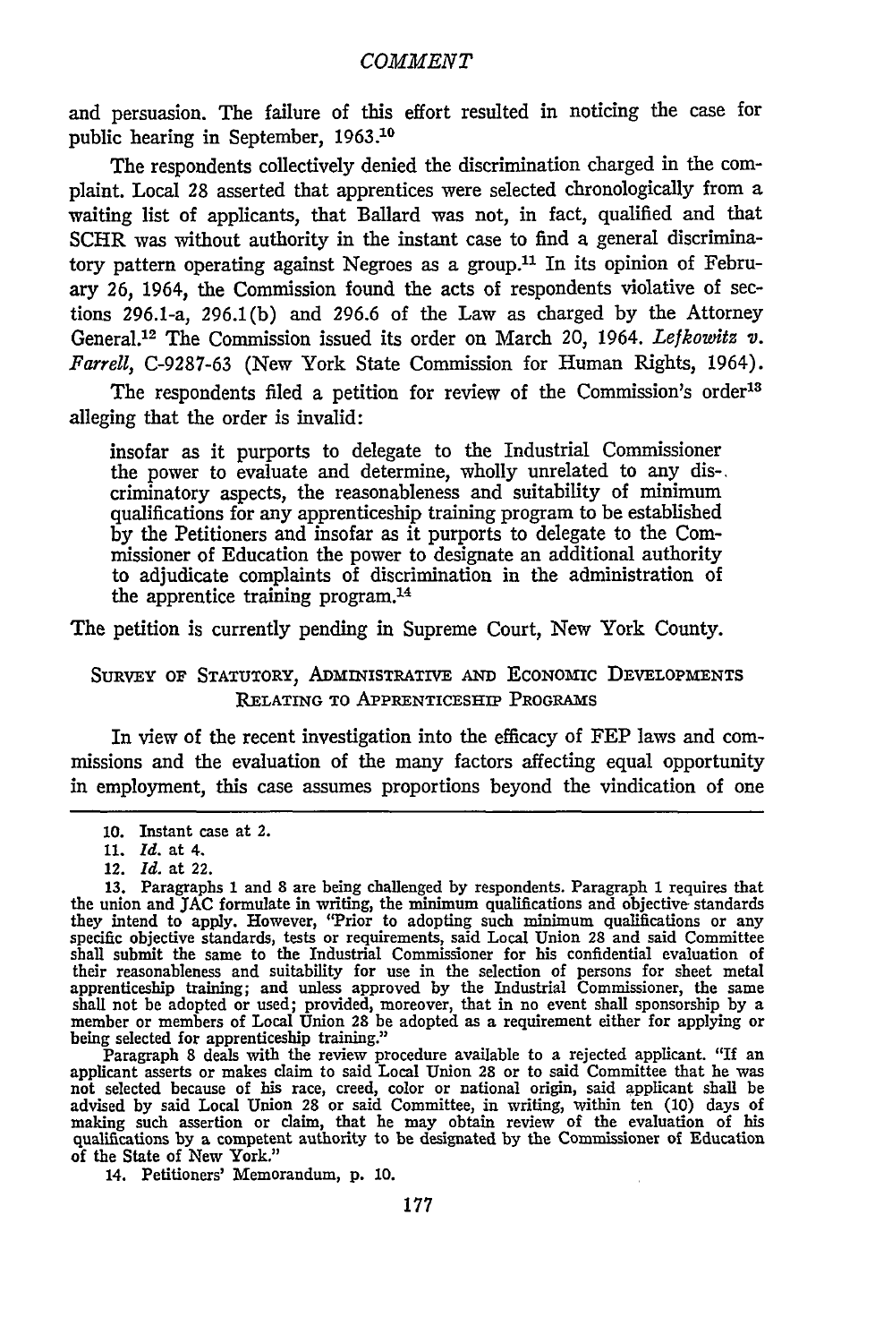and persuasion. The failure of this effort resulted in noticing the case for public hearing in September, 1963.[10]

The respondents collectively denied the discrimination charged in the complaint. Local 28 asserted that apprentices were selected chronologically from a waiting list of applicants, that Ballard was not, in fact, qualified and that SCHR was without authority in the instant case to find a general discriminatory pattern operating against Negroes as a group.[11] In its opinion of February 26, 1964, the Commission found the acts of respondents violative of sections 296.1-a, 296.1(b) and 296.6 of the Law as charged by the Attorney General.[12] The Commission issued its order on March 20, 1964. *Lefkowitz v. Farrell*, C-9287-63 (New York State Commission for Human Rights, 1964).

The respondents filed a petition for review of the Commission's order[13] alleging that the order is invalid:

> insofar as it purports to delegate to the Industrial Commissioner the power to evaluate and determine, wholly unrelated to any discriminatory aspects, the reasonableness and suitability of minimum qualifications for any apprenticeship training program to be established by the Petitioners and insofar as it purports to delegate to the Commissioner of Education the power to designate an additional authority to adjudicate complaints of discrimination in the administration of the apprentice training program.[14]

The petition is currently pending in Supreme Court, New York County.

## Survey of Statutory, Administrative and Economic Developments Relating to Apprenticeship Programs

In view of the recent investigation into the efficacy of FEP laws and commissions and the evaluation of the many factors affecting equal opportunity in employment, this case assumes proportions beyond the vindication of one

---

10. Instant case at 2.

11. *Id.* at 4.

12. *Id.* at 22.

13. Paragraphs 1 and 8 are being challenged by respondents. Paragraph 1 requires that the union and JAC formulate in writing, the minimum qualifications and objective standards they intend to apply. However, "Prior to adopting such minimum qualifications or any specific objective standards, tests or requirements, said Local Union 28 and said Committee shall submit the same to the Industrial Commissioner for his confidential evaluation of their reasonableness and suitability for use in the selection of persons for sheet metal apprenticeship training; and unless approved by the Industrial Commissioner, the same shall not be adopted or used; provided, moreover, that in no event shall sponsorship by a member or members of Local Union 28 be adopted as a requirement either for applying or being selected for apprenticeship training."

Paragraph 8 deals with the review procedure available to a rejected applicant. "If an applicant asserts or makes claim to said Local Union 28 or to said Committee that he was not selected because of his race, creed, color or national origin, said applicant shall be advised by said Local Union 28 or said Committee, in writing, within ten (10) days of making such assertion or claim, that he may obtain review of the evaluation of his qualifications by a competent authority to be designated by the Commissioner of Education of the State of New York."

14. Petitioners' Memorandum, p. 10.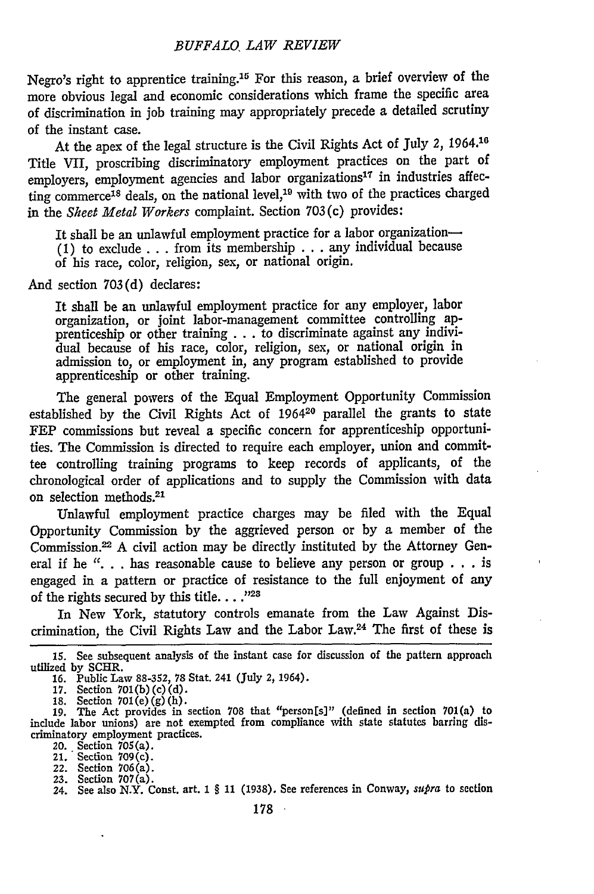Negro's right to apprentice training.[15] For this reason, a brief overview of the more obvious legal and economic considerations which frame the specific area of discrimination in job training may appropriately precede a detailed scrutiny of the instant case.

At the apex of the legal structure is the Civil Rights Act of July 2, 1964.[16] Title VII, proscribing discriminatory employment practices on the part of employers, employment agencies and labor organizations[17] in industries affecting commerce[18] deals, on the national level,[19] with two of the practices charged in the *Sheet Metal Workers* complaint. Section 703(c) provides:

> It shall be an unlawful employment practice for a labor organization—
> (1) to exclude . . . from its membership . . . any individual because of his race, color, religion, sex, or national origin.

And section 703(d) declares:

> It shall be an unlawful employment practice for any employer, labor organization, or joint labor-management committee controlling apprenticeship or other training . . . to discriminate against any individual because of his race, color, religion, sex, or national origin in admission to, or employment in, any program established to provide apprenticeship or other training.

The general powers of the Equal Employment Opportunity Commission established by the Civil Rights Act of 1964[20] parallel the grants to state FEP commissions but reveal a specific concern for apprenticeship opportunities. The Commission is directed to require each employer, union and committee controlling training programs to keep records of applicants, of the chronological order of applications and to supply the Commission with data on selection methods.[21]

Unlawful employment practice charges may be filed with the Equal Opportunity Commission by the aggrieved person or by a member of the Commission.[22] A civil action may be directly instituted by the Attorney General if he ". . . has reasonable cause to believe any person or group . . . is engaged in a pattern or practice of resistance to the full enjoyment of any of the rights secured by this title. . . ."[23]

In New York, statutory controls emanate from the Law Against Discrimination, the Civil Rights Law and the Labor Law.[24] The first of these is

---

15. See subsequent analysis of the instant case for discussion of the pattern approach utilized by SCHR.
16. Public Law 88-352, 78 Stat. 241 (July 2, 1964).
17. Section 701(b)(c)(d).
18. Section 701(e)(g)(h).
19. The Act provides in section 708 that "person[s]" (defined in section 701(a) to include labor unions) are not exempted from compliance with state statutes barring discriminatory employment practices.
20. Section 705(a).
21. Section 709(c).
22. Section 706(a).
23. Section 707(a).
24. See also N.Y. Const. art. 1 § 11 (1938). See references in Conway, *supra* to section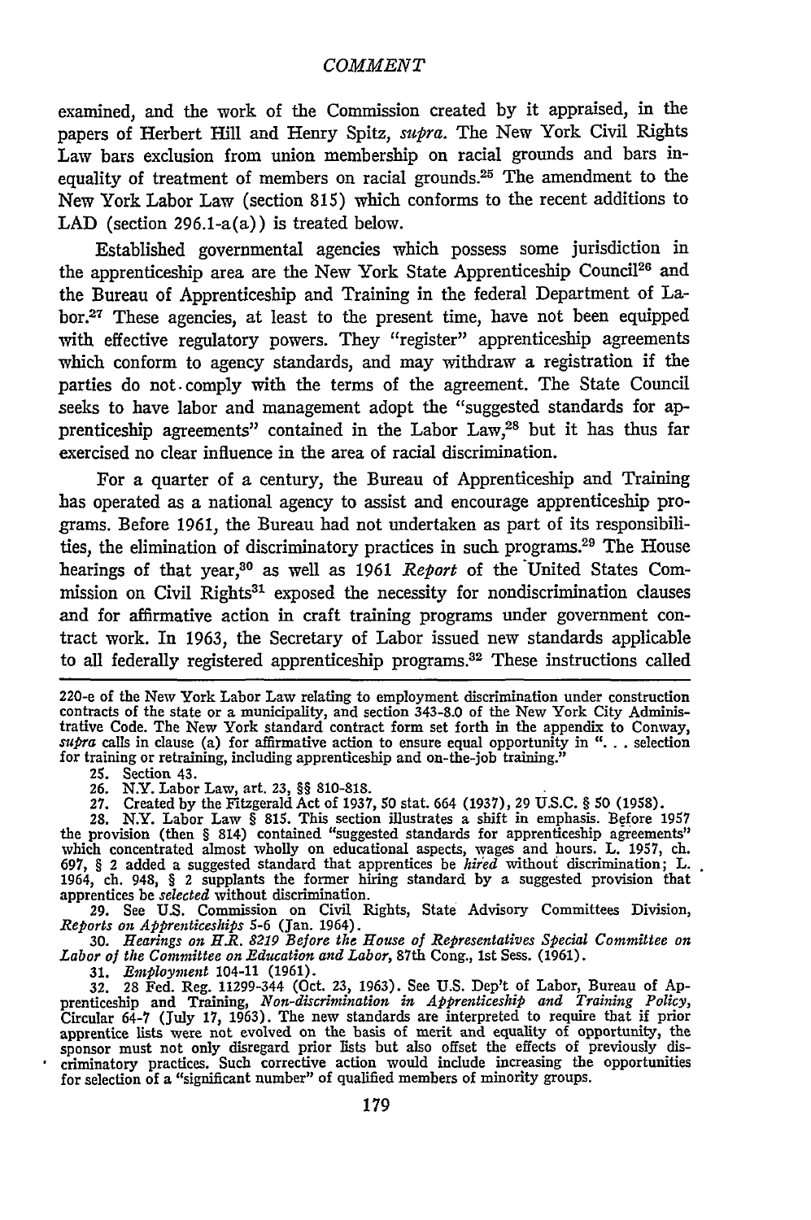examined, and the work of the Commission created by it appraised, in the papers of Herbert Hill and Henry Spitz, *supra*. The New York Civil Rights Law bars exclusion from union membership on racial grounds and bars inequality of treatment of members on racial grounds.[25] The amendment to the New York Labor Law (section 815) which conforms to the recent additions to LAD (section 296.1-a(a)) is treated below.

Established governmental agencies which possess some jurisdiction in the apprenticeship area are the New York State Apprenticeship Council[26] and the Bureau of Apprenticeship and Training in the federal Department of Labor.[27] These agencies, at least to the present time, have not been equipped with effective regulatory powers. They "register" apprenticeship agreements which conform to agency standards, and may withdraw a registration if the parties do not comply with the terms of the agreement. The State Council seeks to have labor and management adopt the "suggested standards for apprenticeship agreements" contained in the Labor Law,[28] but it has thus far exercised no clear influence in the area of racial discrimination.

For a quarter of a century, the Bureau of Apprenticeship and Training has operated as a national agency to assist and encourage apprenticeship programs. Before 1961, the Bureau had not undertaken as part of its responsibilities, the elimination of discriminatory practices in such programs.[29] The House hearings of that year,[30] as well as 1961 *Report* of the United States Commission on Civil Rights[31] exposed the necessity for nondiscrimination clauses and for affirmative action in craft training programs under government contract work. In 1963, the Secretary of Labor issued new standards applicable to all federally registered apprenticeship programs.[32] These instructions called

---

220-e of the New York Labor Law relating to employment discrimination under construction contracts of the state or a municipality, and section 343-8.0 of the New York City Administrative Code. The New York standard contract form set forth in the appendix to Conway, *supra* calls in clause (a) for affirmative action to ensure equal opportunity in ". . . selection for training or retraining, including apprenticeship and on-the-job training."

25. Section 43.

26. N.Y. Labor Law, art. 23, §§ 810-818.

27. Created by the Fitzgerald Act of 1937, 50 stat. 664 (1937), 29 U.S.C. § 50 (1958).

28. N.Y. Labor Law § 815. This section illustrates a shift in emphasis. Before 1957 the provision (then § 814) contained "suggested standards for apprenticeship agreements" which concentrated almost wholly on educational aspects, wages and hours. L. 1957, ch. 697, § 2 added a suggested standard that apprentices be *hired* without discrimination; L. 1964, ch. 948, § 2 supplants the former hiring standard by a suggested provision that apprentices be *selected* without discrimination.

29. See U.S. Commission on Civil Rights, State Advisory Committees Division, *Reports on Apprenticeships* 5-6 (Jan. 1964).

30. *Hearings on H.R. 8219 Before the House of Representatives Special Committee on Labor of the Committee on Education and Labor*, 87th Cong., 1st Sess. (1961).

31. *Employment* 104-11 (1961).

32. 28 Fed. Reg. 11299-344 (Oct. 23, 1963). See U.S. Dep't of Labor, Bureau of Apprenticeship and Training, *Non-discrimination in Apprenticeship and Training Policy*, Circular 64-7 (July 17, 1963). The new standards are interpreted to require that if prior apprentice lists were not evolved on the basis of merit and equality of opportunity, the sponsor must not only disregard prior lists but also offset the effects of previously discriminatory practices. Such corrective action would include increasing the opportunities for selection of a "significant number" of qualified members of minority groups.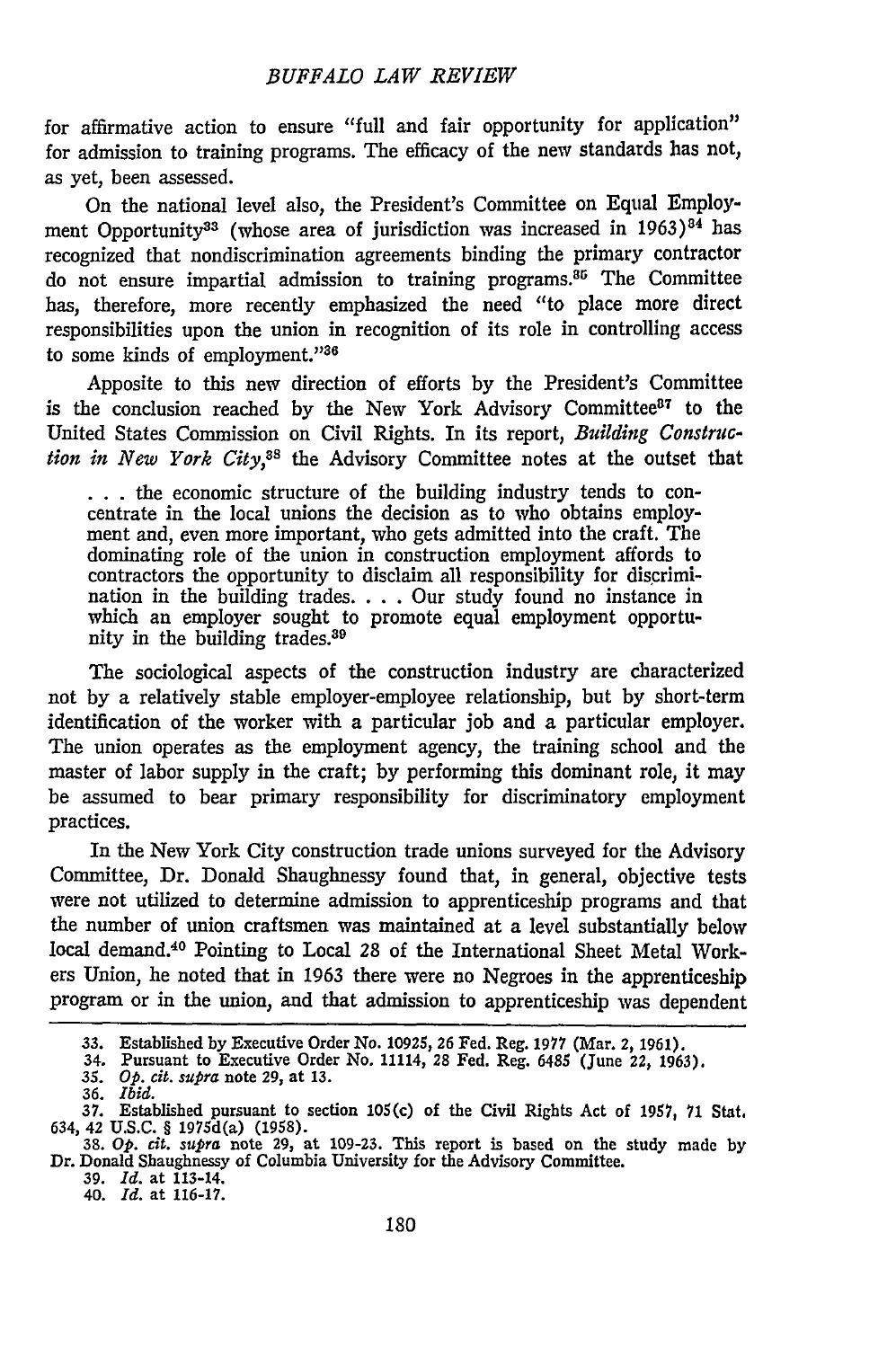for affirmative action to ensure "full and fair opportunity for application" for admission to training programs. The efficacy of the new standards has not, as yet, been assessed.

On the national level also, the President's Committee on Equal Employment Opportunity[33] (whose area of jurisdiction was increased in 1963)[34] has recognized that nondiscrimination agreements binding the primary contractor do not ensure impartial admission to training programs.[35] The Committee has, therefore, more recently emphasized the need "to place more direct responsibilities upon the union in recognition of its role in controlling access to some kinds of employment."[36]

Apposite to this new direction of efforts by the President's Committee is the conclusion reached by the New York Advisory Committee[37] to the United States Commission on Civil Rights. In its report, *Building Construction in New York City*,[38] the Advisory Committee notes at the outset that

> . . . the economic structure of the building industry tends to concentrate in the local unions the decision as to who obtains employment and, even more important, who gets admitted into the craft. The dominating role of the union in construction employment affords to contractors the opportunity to disclaim all responsibility for discrimination in the building trades. . . . Our study found no instance in which an employer sought to promote equal employment opportunity in the building trades.[39]

The sociological aspects of the construction industry are characterized not by a relatively stable employer-employee relationship, but by short-term identification of the worker with a particular job and a particular employer. The union operates as the employment agency, the training school and the master of labor supply in the craft; by performing this dominant role, it may be assumed to bear primary responsibility for discriminatory employment practices.

In the New York City construction trade unions surveyed for the Advisory Committee, Dr. Donald Shaughnessy found that, in general, objective tests were not utilized to determine admission to apprenticeship programs and that the number of union craftsmen was maintained at a level substantially below local demand.[40] Pointing to Local 28 of the International Sheet Metal Workers Union, he noted that in 1963 there were no Negroes in the apprenticeship program or in the union, and that admission to apprenticeship was dependent

---

33. Established by Executive Order No. 10925, 26 Fed. Reg. 1977 (Mar. 2, 1961).
34. Pursuant to Executive Order No. 11114, 28 Fed. Reg. 6485 (June 22, 1963).
35. *Op. cit. supra* note 29, at 13.
36. *Ibid.*
37. Established pursuant to section 105(c) of the Civil Rights Act of 1957, 71 Stat. 634, 42 U.S.C. § 1975d(a) (1958).
38. *Op. cit. supra* note 29, at 109-23. This report is based on the study made by Dr. Donald Shaughnessy of Columbia University for the Advisory Committee.
39. *Id.* at 113-14.
40. *Id.* at 116-17.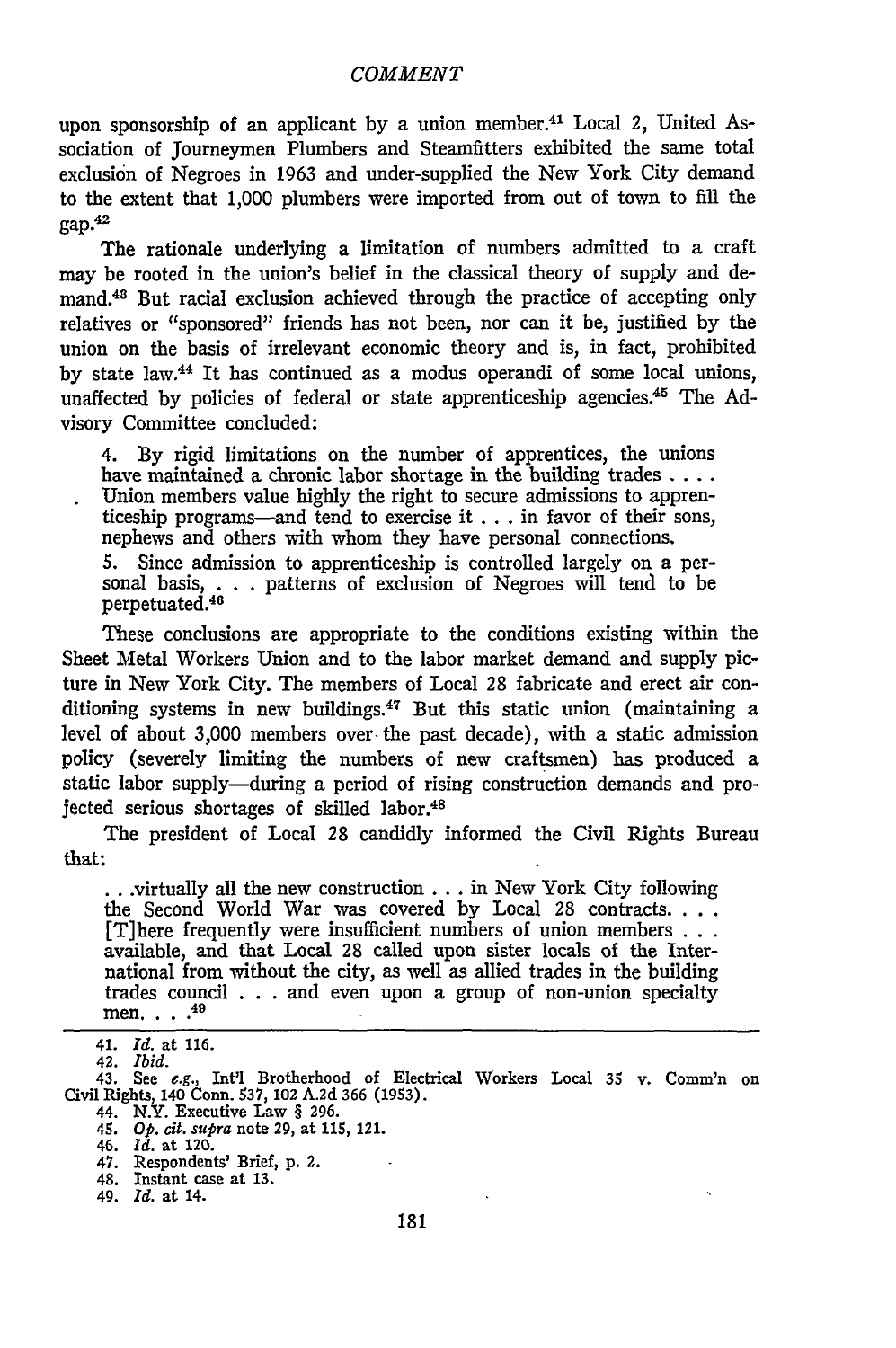upon sponsorship of an applicant by a union member.[41] Local 2, United Association of Journeymen Plumbers and Steamfitters exhibited the same total exclusion of Negroes in 1963 and under-supplied the New York City demand to the extent that 1,000 plumbers were imported from out of town to fill the gap.[42]

The rationale underlying a limitation of numbers admitted to a craft may be rooted in the union's belief in the classical theory of supply and demand.[43] But racial exclusion achieved through the practice of accepting only relatives or "sponsored" friends has not been, nor can it be, justified by the union on the basis of irrelevant economic theory and is, in fact, prohibited by state law.[44] It has continued as a modus operandi of some local unions, unaffected by policies of federal or state apprenticeship agencies.[45] The Advisory Committee concluded:

> 4. By rigid limitations on the number of apprentices, the unions have maintained a chronic labor shortage in the building trades . . . . Union members value highly the right to secure admissions to apprenticeship programs—and tend to exercise it . . . in favor of their sons, nephews and others with whom they have personal connections.
>
> 5. Since admission to apprenticeship is controlled largely on a personal basis, . . . patterns of exclusion of Negroes will tend to be perpetuated.[46]

These conclusions are appropriate to the conditions existing within the Sheet Metal Workers Union and to the labor market demand and supply picture in New York City. The members of Local 28 fabricate and erect air conditioning systems in new buildings.[47] But this static union (maintaining a level of about 3,000 members over the past decade), with a static admission policy (severely limiting the numbers of new craftsmen) has produced a static labor supply—during a period of rising construction demands and projected serious shortages of skilled labor.[48]

The president of Local 28 candidly informed the Civil Rights Bureau that:

> . . .virtually all the new construction . . . in New York City following the Second World War was covered by Local 28 contracts. . . . [T]here frequently were insufficient numbers of union members . . . available, and that Local 28 called upon sister locals of the International from without the city, as well as allied trades in the building trades council . . . and even upon a group of non-union specialty men. . . .[49]

---

41. *Id.* at 116.
42. *Ibid.*
43. See *e.g.*, Int'l Brotherhood of Electrical Workers Local 35 v. Comm'n on Civil Rights, 140 Conn. 537, 102 A.2d 366 (1953).
44. N.Y. Executive Law § 296.
45. *Op. cit. supra* note 29, at 115, 121.
46. *Id.* at 120.
47. Respondents' Brief, p. 2.
48. Instant case at 13.
49. *Id.* at 14.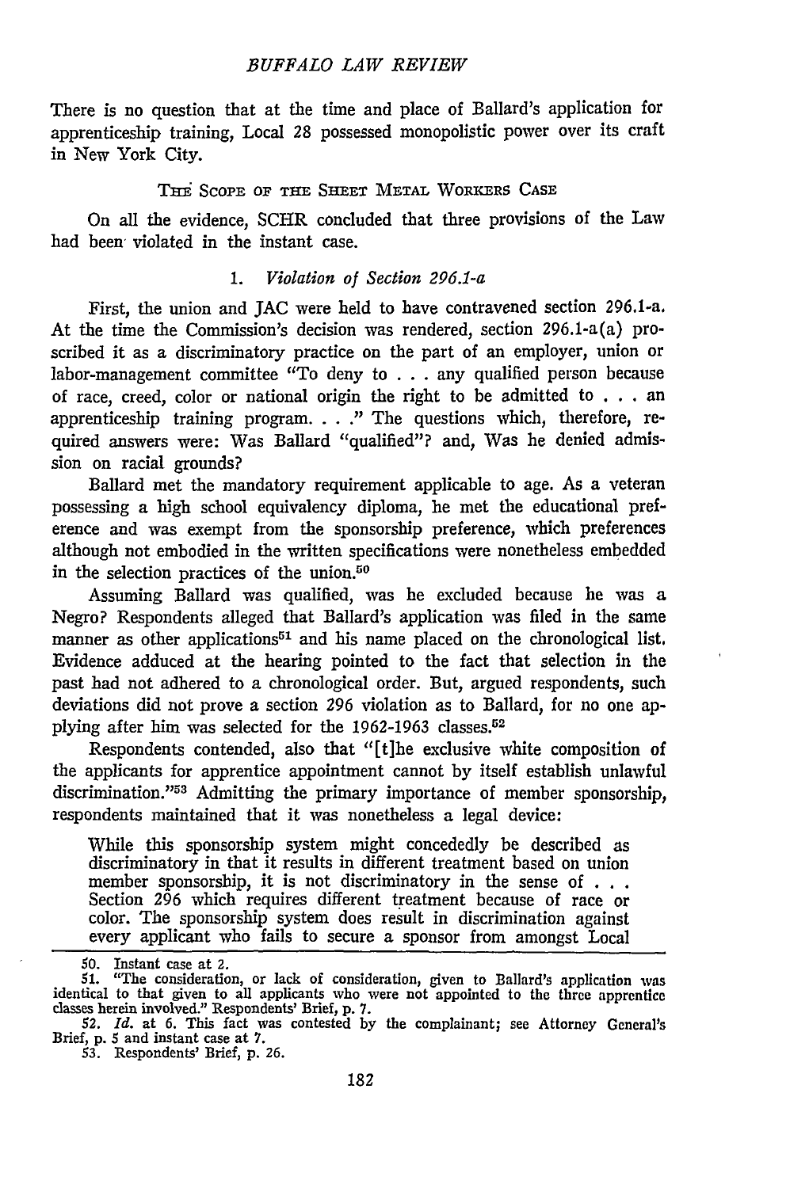There is no question that at the time and place of Ballard's application for apprenticeship training, Local 28 possessed monopolistic power over its craft in New York City.

## THE SCOPE OF THE SHEET METAL WORKERS CASE

On all the evidence, SCHR concluded that three provisions of the Law had been violated in the instant case.

### 1. *Violation of Section 296.1-a*

First, the union and JAC were held to have contravened section 296.1-a. At the time the Commission's decision was rendered, section 296.1-a(a) proscribed it as a discriminatory practice on the part of an employer, union or labor-management committee "To deny to . . . any qualified person because of race, creed, color or national origin the right to be admitted to . . . an apprenticeship training program. . . ." The questions which, therefore, required answers were: Was Ballard "qualified"? and, Was he denied admission on racial grounds?

Ballard met the mandatory requirement applicable to age. As a veteran possessing a high school equivalency diploma, he met the educational preference and was exempt from the sponsorship preference, which preferences although not embodied in the written specifications were nonetheless embedded in the selection practices of the union.[50]

Assuming Ballard was qualified, was he excluded because he was a Negro? Respondents alleged that Ballard's application was filed in the same manner as other applications[51] and his name placed on the chronological list. Evidence adduced at the hearing pointed to the fact that selection in the past had not adhered to a chronological order. But, argued respondents, such deviations did not prove a section 296 violation as to Ballard, for no one applying after him was selected for the 1962-1963 classes.[52]

Respondents contended, also that "[t]he exclusive white composition of the applicants for apprentice appointment cannot by itself establish unlawful discrimination."[53] Admitting the primary importance of member sponsorship, respondents maintained that it was nonetheless a legal device:

> While this sponsorship system might concededly be described as discriminatory in that it results in different treatment based on union member sponsorship, it is not discriminatory in the sense of . . . Section 296 which requires different treatment because of race or color. The sponsorship system does result in discrimination against every applicant who fails to secure a sponsor from amongst Local

---

50. Instant case at 2.

51. "The consideration, or lack of consideration, given to Ballard's application was identical to that given to all applicants who were not appointed to the three apprentice classes herein involved." Respondents' Brief, p. 7.

52. *Id.* at 6. This fact was contested by the complainant; see Attorney General's Brief, p. 5 and instant case at 7.

53. Respondents' Brief, p. 26.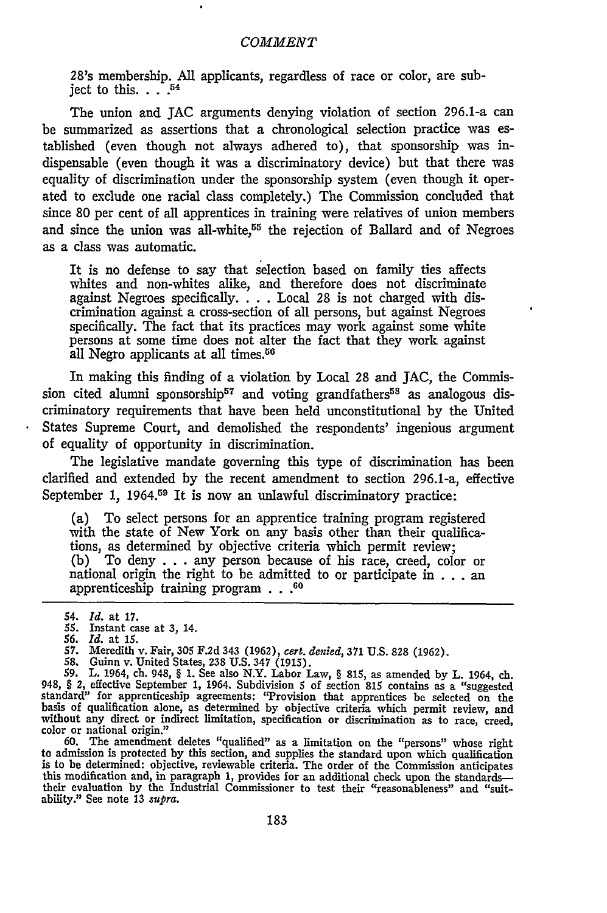28's membership. All applicants, regardless of race or color, are subject to this. . . .[54]

The union and JAC arguments denying violation of section 296.1-a can be summarized as assertions that a chronological selection practice was established (even though not always adhered to), that sponsorship was indispensable (even though it was a discriminatory device) but that there was equality of discrimination under the sponsorship system (even though it operated to exclude one racial class completely.) The Commission concluded that since 80 per cent of all apprentices in training were relatives of union members and since the union was all-white,[55] the rejection of Ballard and of Negroes as a class was automatic.

> It is no defense to say that selection based on family ties affects whites and non-whites alike, and therefore does not discriminate against Negroes specifically. . . . Local 28 is not charged with discrimination against a cross-section of all persons, but against Negroes specifically. The fact that its practices may work against some white persons at some time does not alter the fact that they work against all Negro applicants at all times.[56]

In making this finding of a violation by Local 28 and JAC, the Commission cited alumni sponsorship[57] and voting grandfathers[58] as analogous discriminatory requirements that have been held unconstitutional by the United States Supreme Court, and demolished the respondents' ingenious argument of equality of opportunity in discrimination.

The legislative mandate governing this type of discrimination has been clarified and extended by the recent amendment to section 296.1-a, effective September 1, 1964.[59] It is now an unlawful discriminatory practice:

> (a) To select persons for an apprentice training program registered with the state of New York on any basis other than their qualifications, as determined by objective criteria which permit review;
> (b) To deny . . . any person because of his race, creed, color or national origin the right to be admitted to or participate in . . . an apprenticeship training program . . .[60]

---

54. *Id.* at 17.
55. Instant case at 3, 14.
56. *Id.* at 15.
57. Meredith v. Fair, 305 F.2d 343 (1962), *cert. denied*, 371 U.S. 828 (1962).
58. Guinn v. United States, 238 U.S. 347 (1915).
59. L. 1964, ch. 948, § 1. See also N.Y. Labor Law, § 815, as amended by L. 1964, ch. 948, § 2, effective September 1, 1964. Subdivision 5 of section 815 contains as a "suggested standard" for apprenticeship agreements: "Provision that apprentices be selected on the basis of qualification alone, as determined by objective criteria which permit review, and without any direct or indirect limitation, specification or discrimination as to race, creed, color or national origin."
60. The amendment deletes "qualified" as a limitation on the "persons" whose right to admission is protected by this section, and supplies the standard upon which qualification is to be determined: objective, reviewable criteria. The order of the Commission anticipates this modification and, in paragraph 1, provides for an additional check upon the standards—their evaluation by the Industrial Commissioner to test their "reasonableness" and "suitability." See note 13 *supra*.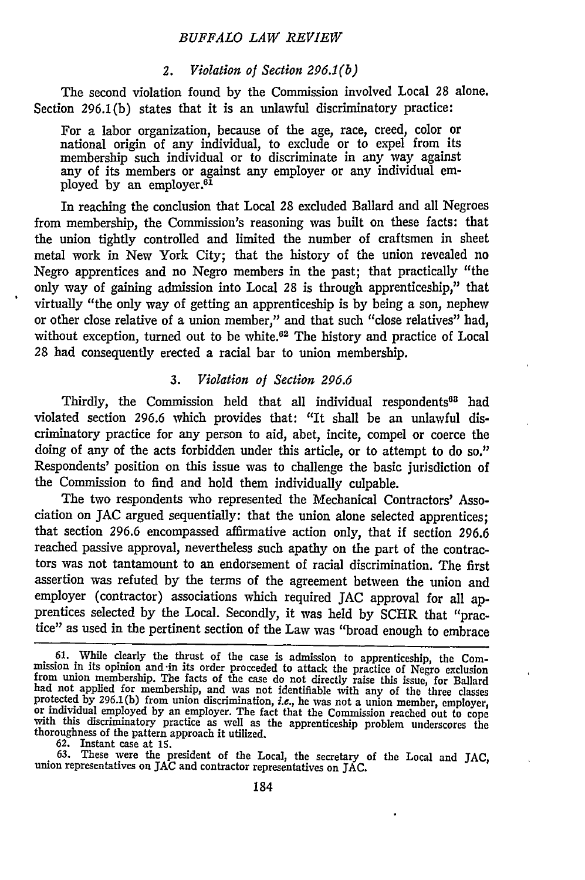### 2. *Violation of Section 296.1(b)*

The second violation found by the Commission involved Local 28 alone. Section 296.1(b) states that it is an unlawful discriminatory practice:

> For a labor organization, because of the age, race, creed, color or national origin of any individual, to exclude or to expel from its membership such individual or to discriminate in any way against any of its members or against any employer or any individual employed by an employer.[61]

In reaching the conclusion that Local 28 excluded Ballard and all Negroes from membership, the Commission's reasoning was built on these facts: that the union tightly controlled and limited the number of craftsmen in sheet metal work in New York City; that the history of the union revealed no Negro apprentices and no Negro members in the past; that practically "the only way of gaining admission into Local 28 is through apprenticeship," that virtually "the only way of getting an apprenticeship is by being a son, nephew or other close relative of a union member," and that such "close relatives" had, without exception, turned out to be white.[62] The history and practice of Local 28 had consequently erected a racial bar to union membership.

### 3. *Violation of Section 296.6*

Thirdly, the Commission held that all individual respondents[63] had violated section 296.6 which provides that: "It shall be an unlawful discriminatory practice for any person to aid, abet, incite, compel or coerce the doing of any of the acts forbidden under this article, or to attempt to do so." Respondents' position on this issue was to challenge the basic jurisdiction of the Commission to find and hold them individually culpable.

The two respondents who represented the Mechanical Contractors' Association on JAC argued sequentially: that the union alone selected apprentices; that section 296.6 encompassed affirmative action only, that if section 296.6 reached passive approval, nevertheless such apathy on the part of the contractors was not tantamount to an endorsement of racial discrimination. The first assertion was refuted by the terms of the agreement between the union and employer (contractor) associations which required JAC approval for all apprentices selected by the Local. Secondly, it was held by SCHR that "practice" as used in the pertinent section of the Law was "broad enough to embrace

---

61. While clearly the thrust of the case is admission to apprenticeship, the Commission in its opinion and in its order proceeded to attack the practice of Negro exclusion from union membership. The facts of the case do not directly raise this issue, for Ballard had not applied for membership, and was not identifiable with any of the three classes protected by 296.1(b) from union discrimination, *i.e.*, he was not a union member, employer, or individual employed by an employer. The fact that the Commission reached out to cope with this discriminatory practice as well as the apprenticeship problem underscores the thoroughness of the pattern approach it utilized.

62. Instant case at 15.

63. These were the president of the Local, the secretary of the Local and JAC, union representatives on JAC and contractor representatives on JAC.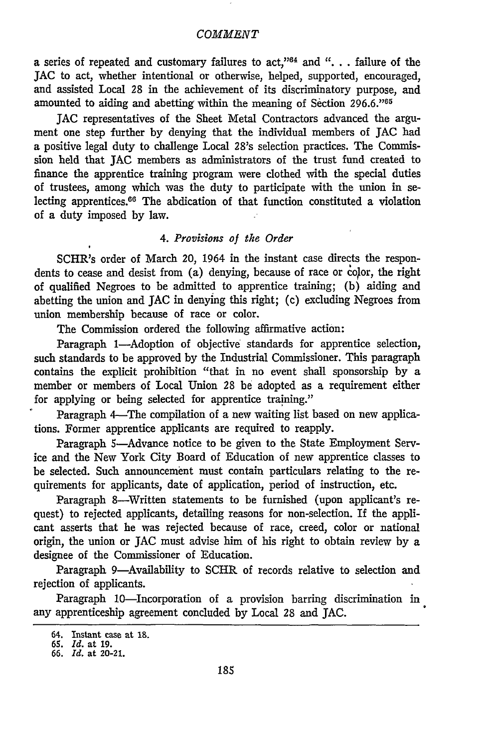a series of repeated and customary failures to act,"[64] and ". . . failure of the JAC to act, whether intentional or otherwise, helped, supported, encouraged, and assisted Local 28 in the achievement of its discriminatory purpose, and amounted to aiding and abetting within the meaning of Section 296.6."[65]

JAC representatives of the Sheet Metal Contractors advanced the argument one step further by denying that the individual members of JAC had a positive legal duty to challenge Local 28's selection practices. The Commission held that JAC members as administrators of the trust fund created to finance the apprentice training program were clothed with the special duties of trustees, among which was the duty to participate with the union in selecting apprentices.[66] The abdication of that function constituted a violation of a duty imposed by law.

### 4. *Provisions of the Order*

SCHR's order of March 20, 1964 in the instant case directs the respondents to cease and desist from (a) denying, because of race or color, the right of qualified Negroes to be admitted to apprentice training; (b) aiding and abetting the union and JAC in denying this right; (c) excluding Negroes from union membership because of race or color.

The Commission ordered the following affirmative action:

Paragraph 1—Adoption of objective standards for apprentice selection, such standards to be approved by the Industrial Commissioner. This paragraph contains the explicit prohibition "that in no event shall sponsorship by a member or members of Local Union 28 be adopted as a requirement either for applying or being selected for apprentice training."

Paragraph 4—The compilation of a new waiting list based on new applications. Former apprentice applicants are required to reapply.

Paragraph 5—Advance notice to be given to the State Employment Service and the New York City Board of Education of new apprentice classes to be selected. Such announcement must contain particulars relating to the requirements for applicants, date of application, period of instruction, etc.

Paragraph 8—Written statements to be furnished (upon applicant's request) to rejected applicants, detailing reasons for non-selection. If the applicant asserts that he was rejected because of race, creed, color or national origin, the union or JAC must advise him of his right to obtain review by a designee of the Commissioner of Education.

Paragraph 9—Availability to SCHR of records relative to selection and rejection of applicants.

Paragraph 10—Incorporation of a provision barring discrimination in any apprenticeship agreement concluded by Local 28 and JAC.

---

64. Instant case at 18.
65. *Id.* at 19.
66. *Id.* at 20-21.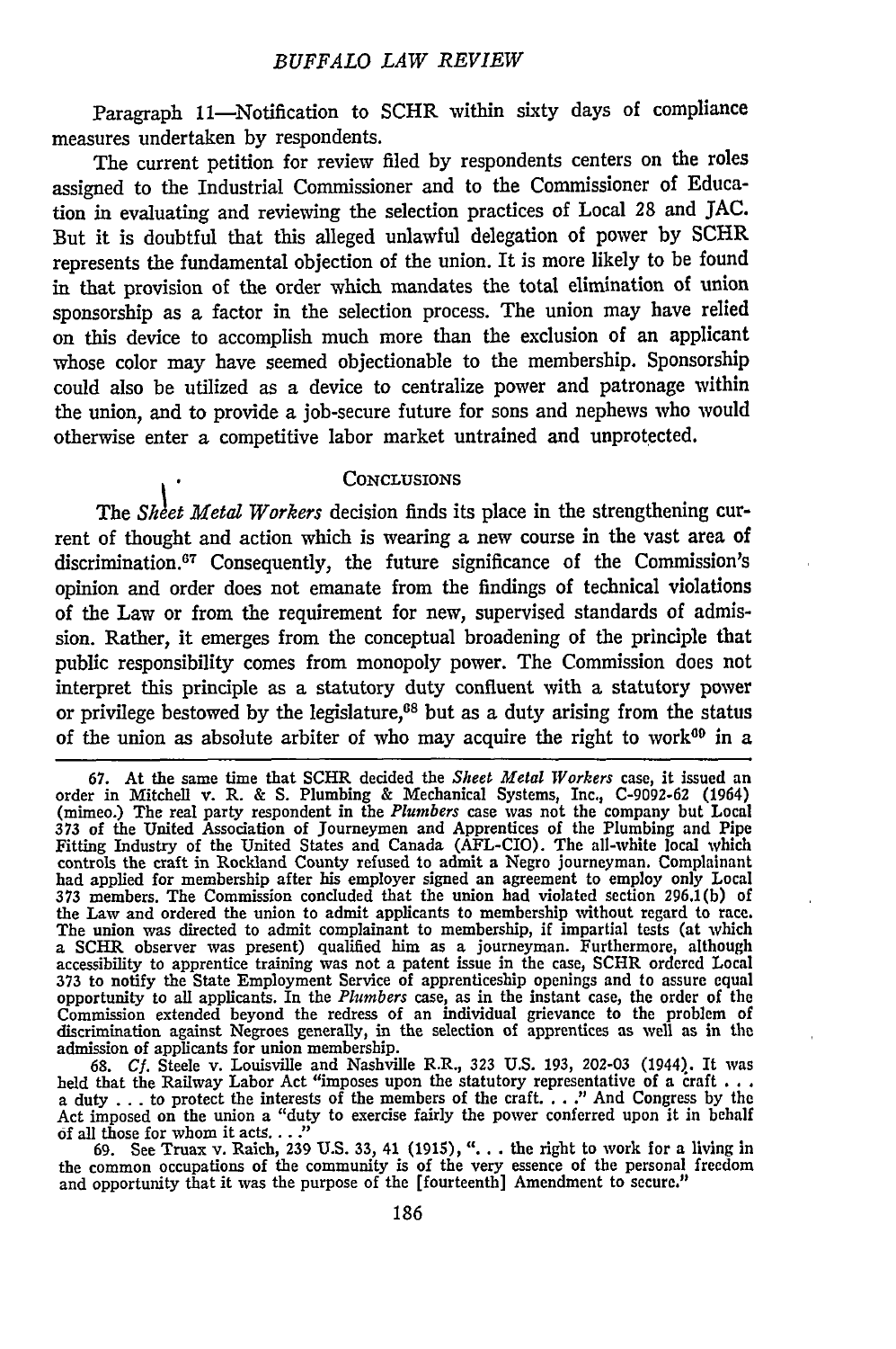Paragraph 11—Notification to SCHR within sixty days of compliance measures undertaken by respondents.

The current petition for review filed by respondents centers on the roles assigned to the Industrial Commissioner and to the Commissioner of Education in evaluating and reviewing the selection practices of Local 28 and JAC. But it is doubtful that this alleged unlawful delegation of power by SCHR represents the fundamental objection of the union. It is more likely to be found in that provision of the order which mandates the total elimination of union sponsorship as a factor in the selection process. The union may have relied on this device to accomplish much more than the exclusion of an applicant whose color may have seemed objectionable to the membership. Sponsorship could also be utilized as a device to centralize power and patronage within the union, and to provide a job-secure future for sons and nephews who would otherwise enter a competitive labor market untrained and unprotected.

## CONCLUSIONS

The *Sheet Metal Workers* decision finds its place in the strengthening current of thought and action which is wearing a new course in the vast area of discrimination.[67] Consequently, the future significance of the Commission's opinion and order does not emanate from the findings of technical violations of the Law or from the requirement for new, supervised standards of admission. Rather, it emerges from the conceptual broadening of the principle that public responsibility comes from monopoly power. The Commission does not interpret this principle as a statutory duty confluent with a statutory power or privilege bestowed by the legislature,[68] but as a duty arising from the status of the union as absolute arbiter of who may acquire the right to work[69] in a

67. At the same time that SCHR decided the *Sheet Metal Workers* case, it issued an order in Mitchell v. R. & S. Plumbing & Mechanical Systems, Inc., C-9092-62 (1964) (mimeo.) The real party respondent in the *Plumbers* case was not the company but Local 373 of the United Association of Journeymen and Apprentices of the Plumbing and Pipe Fitting Industry of the United States and Canada (AFL-CIO). The all-white local which controls the craft in Rockland County refused to admit a Negro journeyman. Complainant had applied for membership after his employer signed an agreement to employ only Local 373 members. The Commission concluded that the union had violated section 296.1(b) of the Law and ordered the union to admit applicants to membership without regard to race. The union was directed to admit complainant to membership, if impartial tests (at which a SCHR observer was present) qualified him as a journeyman. Furthermore, although accessibility to apprentice training was not a patent issue in the case, SCHR ordered Local 373 to notify the State Employment Service of apprenticeship openings and to assure equal opportunity to all applicants. In the *Plumbers* case, as in the instant case, the order of the Commission extended beyond the redress of an individual grievance to the problem of discrimination against Negroes generally, in the selection of apprentices as well as in the admission of applicants for union membership.

68. *Cf.* Steele v. Louisville and Nashville R.R., 323 U.S. 193, 202-03 (1944). It was held that the Railway Labor Act "imposes upon the statutory representative of a craft . . . a duty . . . to protect the interests of the members of the craft. . . ." And Congress by the Act imposed on the union a "duty to exercise fairly the power conferred upon it in behalf of all those for whom it acts. . . ."

69. See Truax v. Raich, 239 U.S. 33, 41 (1915), ". . . the right to work for a living in the common occupations of the community is of the very essence of the personal freedom and opportunity that it was the purpose of the [fourteenth] Amendment to secure."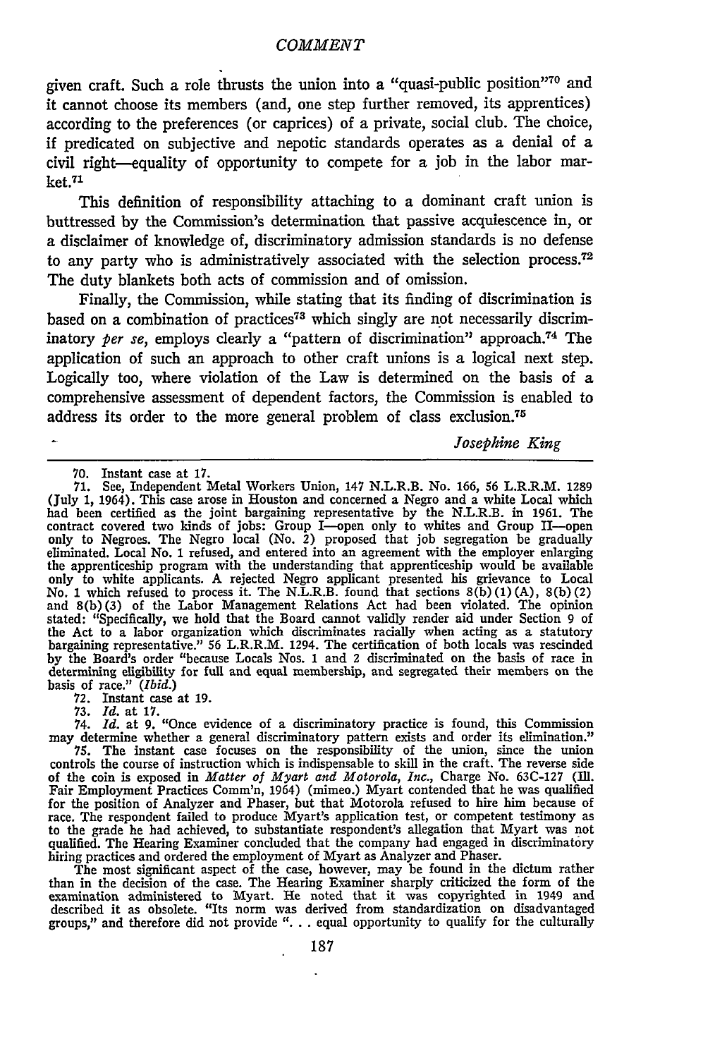given craft. Such a role thrusts the union into a "quasi-public position"[70] and it cannot choose its members (and, one step further removed, its apprentices) according to the preferences (or caprices) of a private, social club. The choice, if predicated on subjective and nepotic standards operates as a denial of a civil right—equality of opportunity to compete for a job in the labor market.[71]

This definition of responsibility attaching to a dominant craft union is buttressed by the Commission's determination that passive acquiescence in, or a disclaimer of knowledge of, discriminatory admission standards is no defense to any party who is administratively associated with the selection process.[72] The duty blankets both acts of commission and of omission.

Finally, the Commission, while stating that its finding of discrimination is based on a combination of practices[73] which singly are not necessarily discriminatory *per se*, employs clearly a "pattern of discrimination" approach.[74] The application of such an approach to other craft unions is a logical next step. Logically too, where violation of the Law is determined on the basis of a comprehensive assessment of dependent factors, the Commission is enabled to address its order to the more general problem of class exclusion.[75]

*Josephine King*

---

70. Instant case at 17.

71. See, Independent Metal Workers Union, 147 N.L.R.B. No. 166, 56 L.R.R.M. 1289 (July 1, 1964). This case arose in Houston and concerned a Negro and a white Local which had been certified as the joint bargaining representative by the N.L.R.B. in 1961. The contract covered two kinds of jobs: Group I—open only to whites and Group II—open only to Negroes. The Negro local (No. 2) proposed that job segregation be gradually eliminated. Local No. 1 refused, and entered into an agreement with the employer enlarging the apprenticeship program with the understanding that apprenticeship would be available only to white applicants. A rejected Negro applicant presented his grievance to Local No. 1 which refused to process it. The N.L.R.B. found that sections 8(b)(1)(A), 8(b)(2) and 8(b)(3) of the Labor Management Relations Act had been violated. The opinion stated: "Specifically, we hold that the Board cannot validly render aid under Section 9 of the Act to a labor organization which discriminates racially when acting as a statutory bargaining representative." 56 L.R.R.M. 1294. The certification of both locals was rescinded by the Board's order "because Locals Nos. 1 and 2 discriminated on the basis of race in determining eligibility for full and equal membership, and segregated their members on the basis of race." (*Ibid.*)

72. Instant case at 19.

73. *Id.* at 17.

74. *Id.* at 9. "Once evidence of a discriminatory practice is found, this Commission may determine whether a general discriminatory pattern exists and order its elimination."

75. The instant case focuses on the responsibility of the union, since the union controls the course of instruction which is indispensable to skill in the craft. The reverse side of the coin is exposed in *Matter of Myart and Motorola, Inc.*, Charge No. 63C-127 (Ill. Fair Employment Practices Comm'n, 1964) (mimeo.) Myart contended that he was qualified for the position of Analyzer and Phaser, but that Motorola refused to hire him because of race. The respondent failed to produce Myart's application test, or competent testimony as to the grade he had achieved, to substantiate respondent's allegation that Myart was not qualified. The Hearing Examiner concluded that the company had engaged in discriminatory hiring practices and ordered the employment of Myart as Analyzer and Phaser.

The most significant aspect of the case, however, may be found in the dictum rather than in the decision of the case. The Hearing Examiner sharply criticized the form of the examination administered to Myart. He noted that it was copyrighted in 1949 and described it as obsolete. "Its norm was derived from standardization on disadvantaged groups," and therefore did not provide ". . . equal opportunity to qualify for the culturally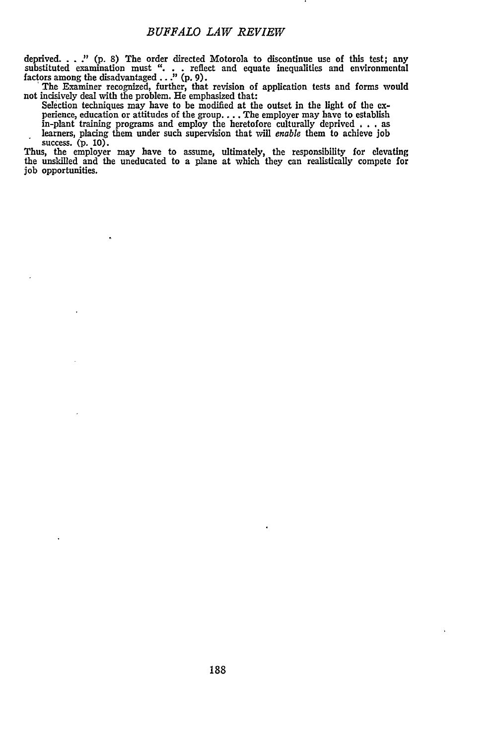deprived. . . ." (p. 8) The order directed Motorola to discontinue use of this test; any substituted examination must ". . . reflect and equate inequalities and environmental factors among the disadvantaged . . ." (p. 9).

The Examiner recognized, further, that revision of application tests and forms would not incisively deal with the problem. He emphasized that:

> Selection techniques may have to be modified at the outset in the light of the experience, education or attitudes of the group. . . . The employer may have to establish in-plant training programs and employ the heretofore culturally deprived . . . as learners, placing them under such supervision that will *enable* them to achieve job success. (p. 10).

Thus, the employer may have to assume, ultimately, the responsibility for elevating the unskilled and the uneducated to a plane at which they can realistically compete for job opportunities.